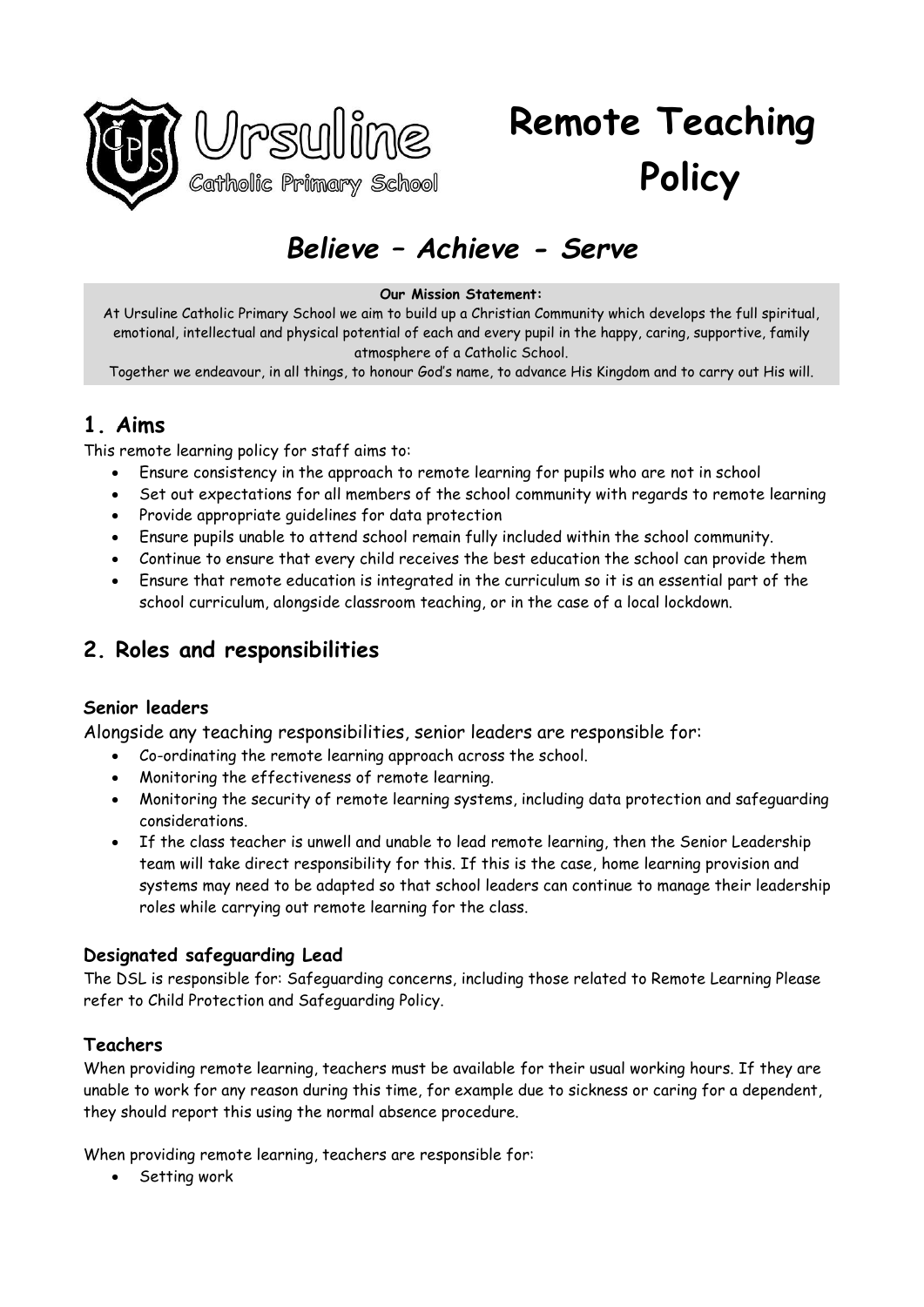# Remote Teaching Policy

Ursuline Catholic Primary School

## *Believe – Achieve - Serve*

**Our Mission Statement:**

At Ursuline Catholic Primary School we aim to build up a Christian Community which develops the full spiritual, emotional, intellectual and physical potential of each and every pupil in the happy, caring, supportive, family atmosphere of a Catholic School.

Together we endeavour, in all things, to honour God's name, to advance His Kingdom and to carry out His will.

## 1. Aims

This remote learning policy for staff aims to:

- Ensure consistency in the approach to remote learning for pupils who are not in school
- Set out expectations for all members of the school community with regards to remote learning
- Provide appropriate guidelines for data protection
- Ensure pupils unable to attend school remain fully included within the school community.
- Continue to ensure that every child receives the best education the school can provide them
- Ensure that remote education is integrated in the curriculum so it is an essential part of the school curriculum, alongside classroom teaching, or in the case of a local lockdown.

## 2. Roles and responsibilities

### Senior leaders

Alongside any teaching responsibilities, senior leaders are responsible for:

- Co-ordinating the remote learning approach across the school.
- Monitoring the effectiveness of remote learning.
- Monitoring the security of remote learning systems, including data protection and safeguarding considerations.
- If the class teacher is unwell and unable to lead remote learning, then the Senior Leadership team will take direct responsibility for this. If this is the case, home learning provision and systems may need to be adapted so that school leaders can continue to manage their leadership roles while carrying out remote learning for the class.

### Designated safeguarding Lead

The DSL is responsible for: Safeguarding concerns, including those related to Remote Learning Please refer to Child Protection and Safeguarding Policy.

### Teachers

When providing remote learning, teachers must be available for their usual working hours. If they are unable to work for any reason during this time, for example due to sickness or caring for a dependent, they should report this using the normal absence procedure.

When providing remote learning, teachers are responsible for:

- Setting work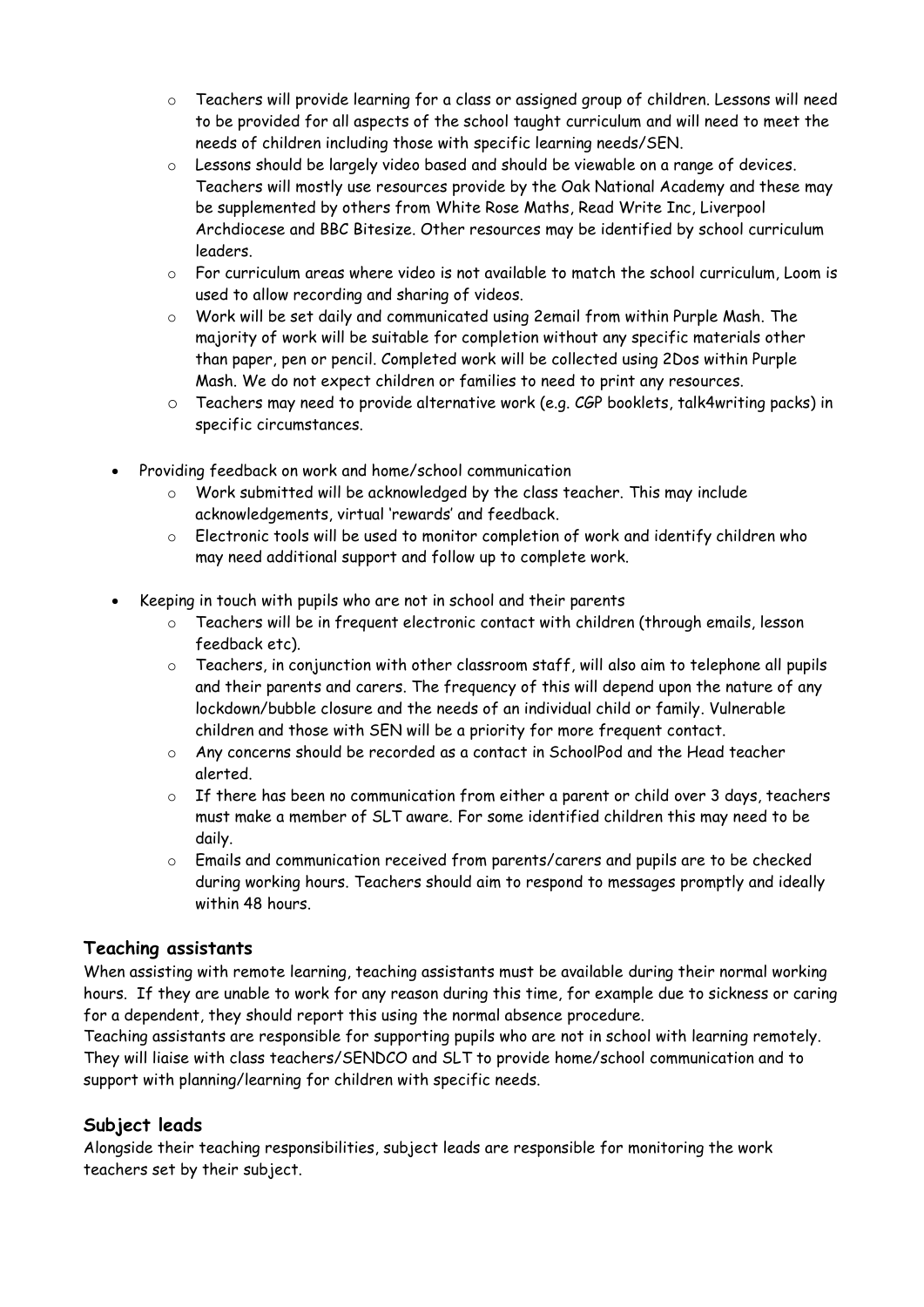- Teachers will provide learning for a class or assigned group of children. Lessons will need to be provided for all aspects of the school taught curriculum and will need to meet the needs of children including those with specific learning needs/SEN.
  - Lessons should be largely video based and should be viewable on a range of devices. Teachers will mostly use resources provide by the Oak National Academy and these may be supplemented by others from White Rose Maths, Read Write Inc, Liverpool Archdiocese and BBC Bitesize. Other resources may be identified by school curriculum leaders.
  - For curriculum areas where video is not available to match the school curriculum, Loom is used to allow recording and sharing of videos.
  - Work will be set daily and communicated using 2email from within Purple Mash. The majority of work will be suitable for completion without any specific materials other than paper, pen or pencil. Completed work will be collected using 2Dos within Purple Mash. We do not expect children or families to need to print any resources.
  - Teachers may need to provide alternative work (e.g. CGP booklets, talk4writing packs) in specific circumstances.

- Providing feedback on work and home/school communication
  - Work submitted will be acknowledged by the class teacher. This may include acknowledgements, virtual 'rewards' and feedback.
  - Electronic tools will be used to monitor completion of work and identify children who may need additional support and follow up to complete work.

- Keeping in touch with pupils who are not in school and their parents
  - Teachers will be in frequent electronic contact with children (through emails, lesson feedback etc).
  - Teachers, in conjunction with other classroom staff, will also aim to telephone all pupils and their parents and carers. The frequency of this will depend upon the nature of any lockdown/bubble closure and the needs of an individual child or family. Vulnerable children and those with SEN will be a priority for more frequent contact.
  - Any concerns should be recorded as a contact in SchoolPod and the Head teacher alerted.
  - If there has been no communication from either a parent or child over 3 days, teachers must make a member of SLT aware. For some identified children this may need to be daily.
  - Emails and communication received from parents/carers and pupils are to be checked during working hours. Teachers should aim to respond to messages promptly and ideally within 48 hours.

### Teaching assistants

When assisting with remote learning, teaching assistants must be available during their normal working hours. If they are unable to work for any reason during this time, for example due to sickness or caring for a dependent, they should report this using the normal absence procedure.

Teaching assistants are responsible for supporting pupils who are not in school with learning remotely. They will liaise with class teachers/SENDCO and SLT to provide home/school communication and to support with planning/learning for children with specific needs.

### Subject leads

Alongside their teaching responsibilities, subject leads are responsible for monitoring the work teachers set by their subject.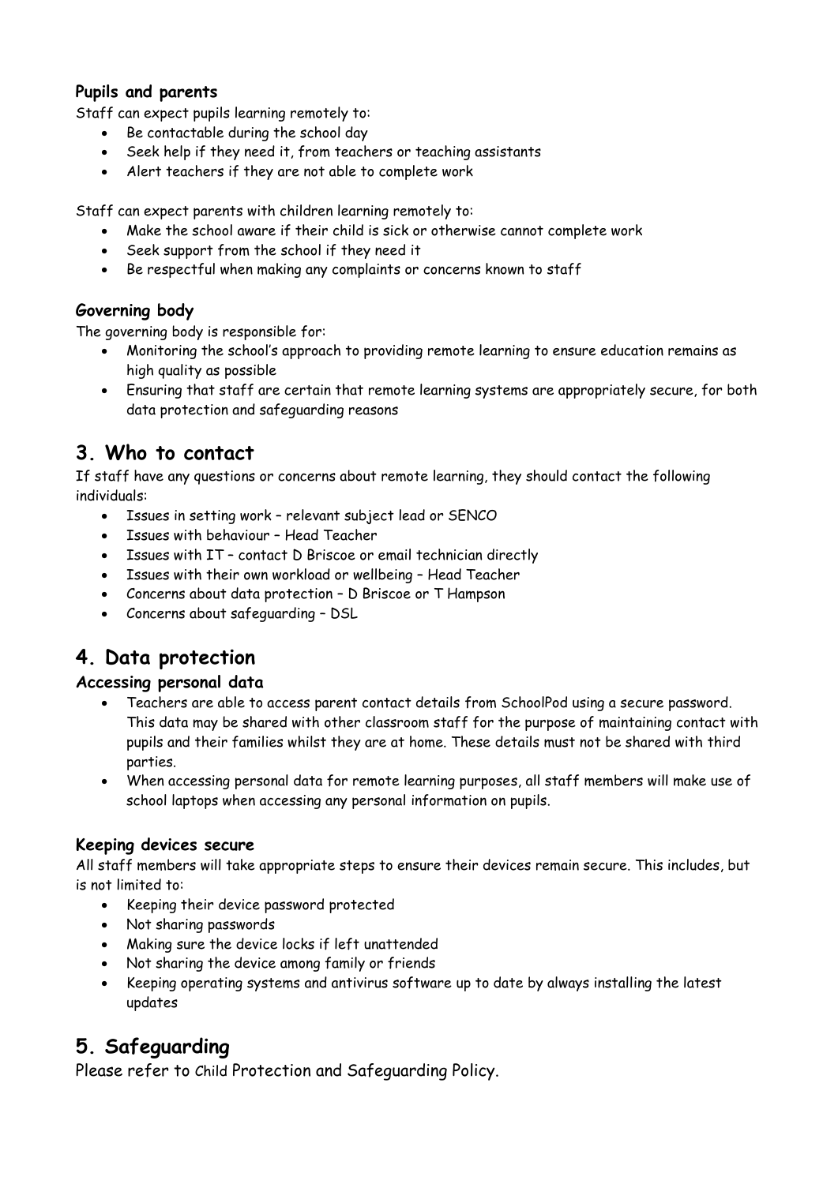### Pupils and parents

Staff can expect pupils learning remotely to:

- Be contactable during the school day
- Seek help if they need it, from teachers or teaching assistants
- Alert teachers if they are not able to complete work

Staff can expect parents with children learning remotely to:

- Make the school aware if their child is sick or otherwise cannot complete work
- Seek support from the school if they need it
- Be respectful when making any complaints or concerns known to staff

### Governing body

The governing body is responsible for:

- Monitoring the school's approach to providing remote learning to ensure education remains as high quality as possible
- Ensuring that staff are certain that remote learning systems are appropriately secure, for both data protection and safeguarding reasons

## 3. Who to contact

If staff have any questions or concerns about remote learning, they should contact the following individuals:

- Issues in setting work – relevant subject lead or SENCO
- Issues with behaviour – Head Teacher
- Issues with IT – contact D Briscoe or email technician directly
- Issues with their own workload or wellbeing – Head Teacher
- Concerns about data protection – D Briscoe or T Hampson
- Concerns about safeguarding – DSL

## 4. Data protection

### Accessing personal data

- Teachers are able to access parent contact details from SchoolPod using a secure password. This data may be shared with other classroom staff for the purpose of maintaining contact with pupils and their families whilst they are at home. These details must not be shared with third parties.
- When accessing personal data for remote learning purposes, all staff members will make use of school laptops when accessing any personal information on pupils.

### Keeping devices secure

All staff members will take appropriate steps to ensure their devices remain secure. This includes, but is not limited to:

- Keeping their device password protected
- Not sharing passwords
- Making sure the device locks if left unattended
- Not sharing the device among family or friends
- Keeping operating systems and antivirus software up to date by always installing the latest updates

## 5. Safeguarding

Please refer to Child Protection and Safeguarding Policy.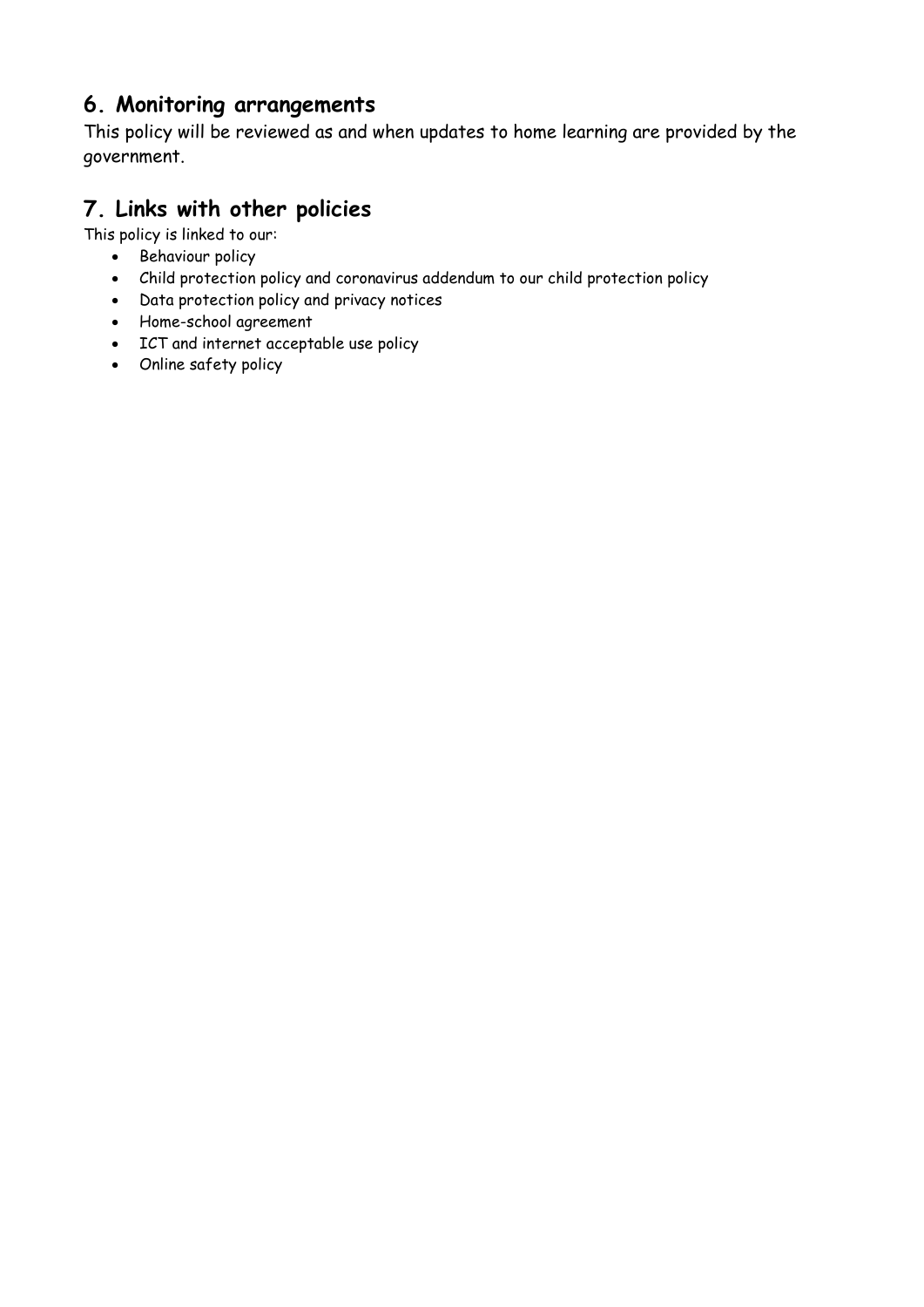## 6. Monitoring arrangements

This policy will be reviewed as and when updates to home learning are provided by the government.

## 7. Links with other policies

This policy is linked to our:

- Behaviour policy
- Child protection policy and coronavirus addendum to our child protection policy
- Data protection policy and privacy notices
- Home-school agreement
- ICT and internet acceptable use policy
- Online safety policy